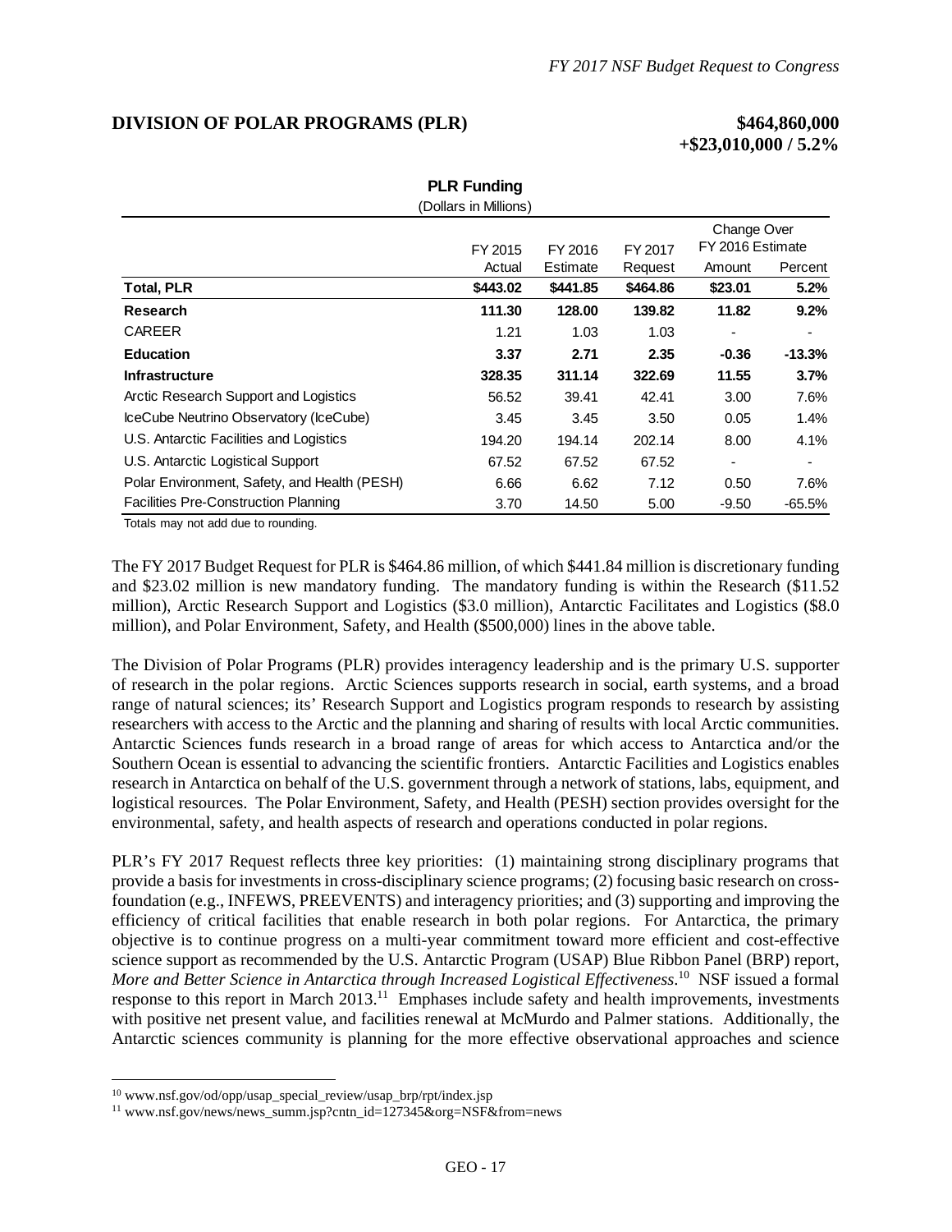## DIVISION OF POLAR PROGRAMS (PLR) $464,860,000 +$23,010,000 / 5.2%

**PLR Funding**
(Dollars in Millions)

| | FY 2015 Actual | FY 2016 Estimate | FY 2017 Request | Change Over FY 2016 Estimate Amount | Change Over FY 2016 Estimate Percent |
|---|---|---|---|---|---|
| **Total, PLR** | **$443.02** | **$441.85** | **$464.86** | **$23.01** | **5.2%** |
| **Research** | **111.30** | **128.00** | **139.82** | **11.82** | **9.2%** |
| CAREER | 1.21 | 1.03 | 1.03 | - | - |
| **Education** | **3.37** | **2.71** | **2.35** | **-0.36** | **-13.3%** |
| **Infrastructure** | **328.35** | **311.14** | **322.69** | **11.55** | **3.7%** |
| Arctic Research Support and Logistics | 56.52 | 39.41 | 42.41 | 3.00 | 7.6% |
| IceCube Neutrino Observatory (IceCube) | 3.45 | 3.45 | 3.50 | 0.05 | 1.4% |
| U.S. Antarctic Facilities and Logistics | 194.20 | 194.14 | 202.14 | 8.00 | 4.1% |
| U.S. Antarctic Logistical Support | 67.52 | 67.52 | 67.52 | - | - |
| Polar Environment, Safety, and Health (PESH) | 6.66 | 6.62 | 7.12 | 0.50 | 7.6% |
| Facilities Pre-Construction Planning | 3.70 | 14.50 | 5.00 | -9.50 | -65.5% |

Totals may not add due to rounding.

The FY 2017 Budget Request for PLR is $464.86 million, of which $441.84 million is discretionary funding and $23.02 million is new mandatory funding. The mandatory funding is within the Research ($11.52 million), Arctic Research Support and Logistics ($3.0 million), Antarctic Facilitates and Logistics ($8.0 million), and Polar Environment, Safety, and Health ($500,000) lines in the above table.

The Division of Polar Programs (PLR) provides interagency leadership and is the primary U.S. supporter of research in the polar regions. Arctic Sciences supports research in social, earth systems, and a broad range of natural sciences; its' Research Support and Logistics program responds to research by assisting researchers with access to the Arctic and the planning and sharing of results with local Arctic communities. Antarctic Sciences funds research in a broad range of areas for which access to Antarctica and/or the Southern Ocean is essential to advancing the scientific frontiers. Antarctic Facilities and Logistics enables research in Antarctica on behalf of the U.S. government through a network of stations, labs, equipment, and logistical resources. The Polar Environment, Safety, and Health (PESH) section provides oversight for the environmental, safety, and health aspects of research and operations conducted in polar regions.

PLR's FY 2017 Request reflects three key priorities: (1) maintaining strong disciplinary programs that provide a basis for investments in cross-disciplinary science programs; (2) focusing basic research on cross-foundation (e.g., INFEWS, PREEVENTS) and interagency priorities; and (3) supporting and improving the efficiency of critical facilities that enable research in both polar regions. For Antarctica, the primary objective is to continue progress on a multi-year commitment toward more efficient and cost-effective science support as recommended by the U.S. Antarctic Program (USAP) Blue Ribbon Panel (BRP) report, *More and Better Science in Antarctica through Increased Logistical Effectiveness*.[10] NSF issued a formal response to this report in March 2013.[11] Emphases include safety and health improvements, investments with positive net present value, and facilities renewal at McMurdo and Palmer stations. Additionally, the Antarctic sciences community is planning for the more effective observational approaches and science

[10] www.nsf.gov/od/opp/usap_special_review/usap_brp/rpt/index.jsp

[11] www.nsf.gov/news/news_summ.jsp?cntn_id=127345&org=NSF&from=news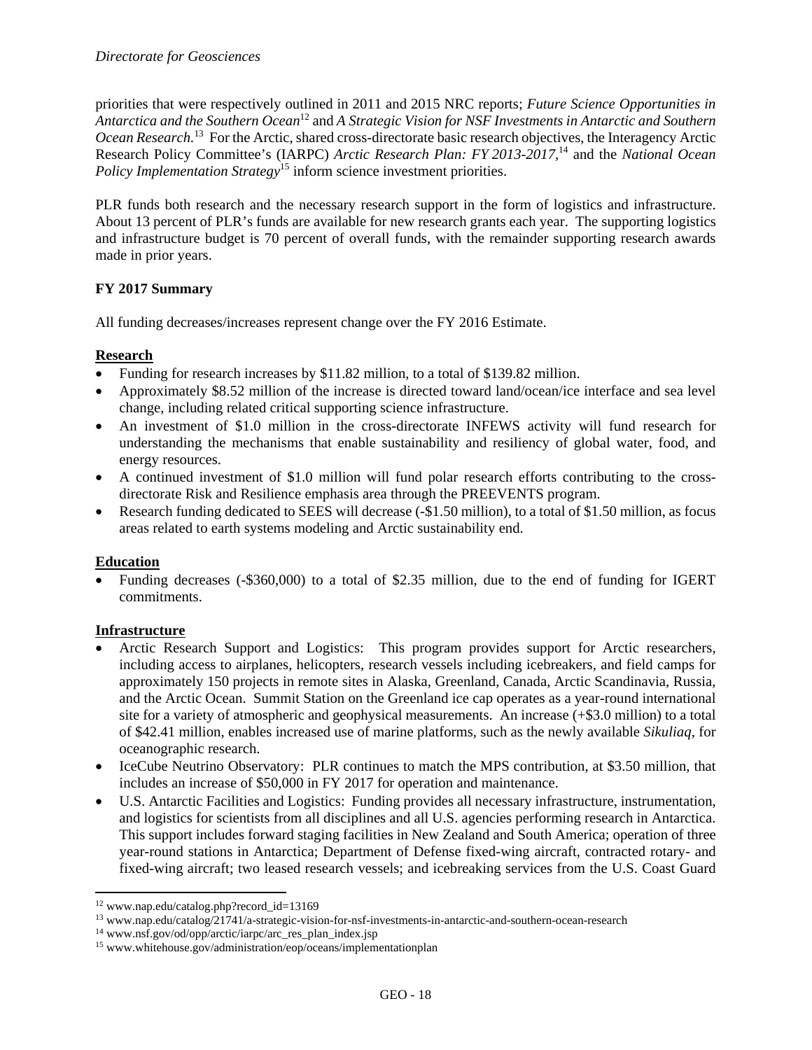priorities that were respectively outlined in 2011 and 2015 NRC reports; *Future Science Opportunities in Antarctica and the Southern Ocean*[12] and *A Strategic Vision for NSF Investments in Antarctic and Southern Ocean Research.*[13] For the Arctic, shared cross-directorate basic research objectives, the Interagency Arctic Research Policy Committee's (IARPC) *Arctic Research Plan: FY 2013-2017,*[14] and the *National Ocean Policy Implementation Strategy*[15] inform science investment priorities.

PLR funds both research and the necessary research support in the form of logistics and infrastructure. About 13 percent of PLR's funds are available for new research grants each year. The supporting logistics and infrastructure budget is 70 percent of overall funds, with the remainder supporting research awards made in prior years.

**FY 2017 Summary**

All funding decreases/increases represent change over the FY 2016 Estimate.

**Research**

- Funding for research increases by $11.82 million, to a total of $139.82 million.
- Approximately $8.52 million of the increase is directed toward land/ocean/ice interface and sea level change, including related critical supporting science infrastructure.
- An investment of $1.0 million in the cross-directorate INFEWS activity will fund research for understanding the mechanisms that enable sustainability and resiliency of global water, food, and energy resources.
- A continued investment of $1.0 million will fund polar research efforts contributing to the cross-directorate Risk and Resilience emphasis area through the PREEVENTS program.
- Research funding dedicated to SEES will decrease (-$1.50 million), to a total of $1.50 million, as focus areas related to earth systems modeling and Arctic sustainability end.

**Education**

- Funding decreases (-$360,000) to a total of $2.35 million, due to the end of funding for IGERT commitments.

**Infrastructure**

- Arctic Research Support and Logistics: This program provides support for Arctic researchers, including access to airplanes, helicopters, research vessels including icebreakers, and field camps for approximately 150 projects in remote sites in Alaska, Greenland, Canada, Arctic Scandinavia, Russia, and the Arctic Ocean. Summit Station on the Greenland ice cap operates as a year-round international site for a variety of atmospheric and geophysical measurements. An increase (+$3.0 million) to a total of $42.41 million, enables increased use of marine platforms, such as the newly available *Sikuliaq*, for oceanographic research.
- IceCube Neutrino Observatory: PLR continues to match the MPS contribution, at $3.50 million, that includes an increase of $50,000 in FY 2017 for operation and maintenance.
- U.S. Antarctic Facilities and Logistics: Funding provides all necessary infrastructure, instrumentation, and logistics for scientists from all disciplines and all U.S. agencies performing research in Antarctica. This support includes forward staging facilities in New Zealand and South America; operation of three year-round stations in Antarctica; Department of Defense fixed-wing aircraft, contracted rotary- and fixed-wing aircraft; two leased research vessels; and icebreaking services from the U.S. Coast Guard

---

[12] www.nap.edu/catalog.php?record_id=13169
[13] www.nap.edu/catalog/21741/a-strategic-vision-for-nsf-investments-in-antarctic-and-southern-ocean-research
[14] www.nsf.gov/od/opp/arctic/iarpc/arc_res_plan_index.jsp
[15] www.whitehouse.gov/administration/eop/oceans/implementationplan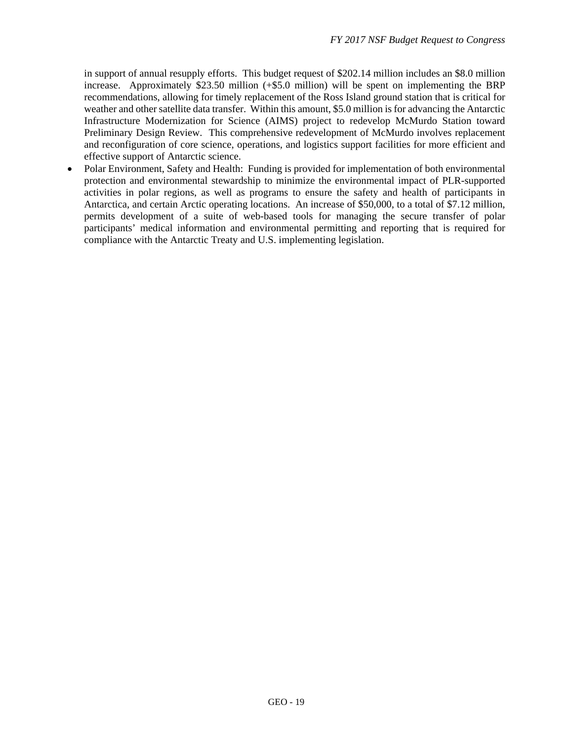in support of annual resupply efforts. This budget request of $202.14 million includes an $8.0 million increase. Approximately $23.50 million (+$5.0 million) will be spent on implementing the BRP recommendations, allowing for timely replacement of the Ross Island ground station that is critical for weather and other satellite data transfer. Within this amount, $5.0 million is for advancing the Antarctic Infrastructure Modernization for Science (AIMS) project to redevelop McMurdo Station toward Preliminary Design Review. This comprehensive redevelopment of McMurdo involves replacement and reconfiguration of core science, operations, and logistics support facilities for more efficient and effective support of Antarctic science.

- Polar Environment, Safety and Health: Funding is provided for implementation of both environmental protection and environmental stewardship to minimize the environmental impact of PLR-supported activities in polar regions, as well as programs to ensure the safety and health of participants in Antarctica, and certain Arctic operating locations. An increase of $50,000, to a total of $7.12 million, permits development of a suite of web-based tools for managing the secure transfer of polar participants' medical information and environmental permitting and reporting that is required for compliance with the Antarctic Treaty and U.S. implementing legislation.